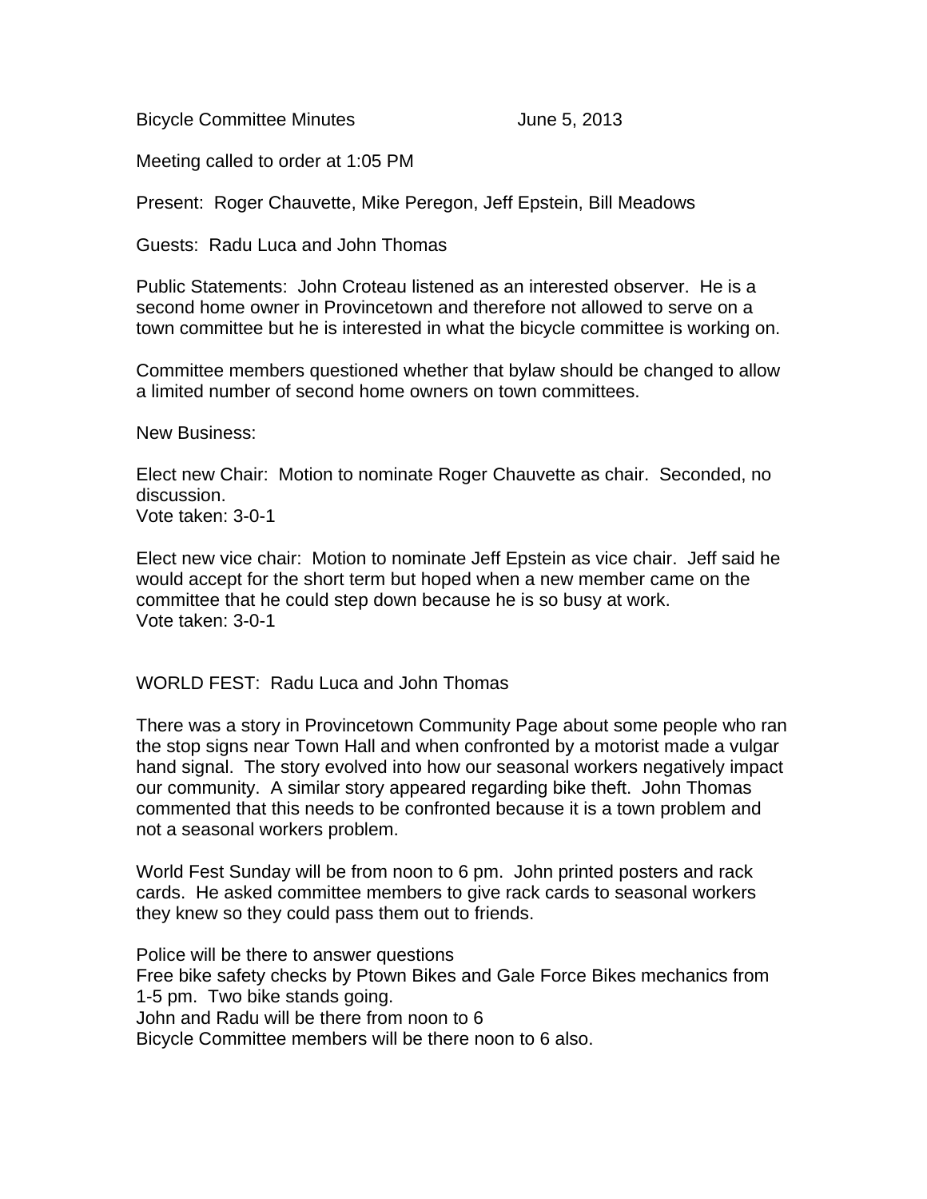Bicycle Committee Minutes June 5, 2013

Meeting called to order at 1:05 PM

Present: Roger Chauvette, Mike Peregon, Jeff Epstein, Bill Meadows

Guests: Radu Luca and John Thomas

Public Statements: John Croteau listened as an interested observer. He is a second home owner in Provincetown and therefore not allowed to serve on a town committee but he is interested in what the bicycle committee is working on.

Committee members questioned whether that bylaw should be changed to allow a limited number of second home owners on town committees.

New Business:

Elect new Chair: Motion to nominate Roger Chauvette as chair. Seconded, no discussion.
Vote taken: 3-0-1

Elect new vice chair: Motion to nominate Jeff Epstein as vice chair. Jeff said he would accept for the short term but hoped when a new member came on the committee that he could step down because he is so busy at work.
Vote taken: 3-0-1

WORLD FEST: Radu Luca and John Thomas

There was a story in Provincetown Community Page about some people who ran the stop signs near Town Hall and when confronted by a motorist made a vulgar hand signal. The story evolved into how our seasonal workers negatively impact our community. A similar story appeared regarding bike theft. John Thomas commented that this needs to be confronted because it is a town problem and not a seasonal workers problem.

World Fest Sunday will be from noon to 6 pm. John printed posters and rack cards. He asked committee members to give rack cards to seasonal workers they knew so they could pass them out to friends.

Police will be there to answer questions
Free bike safety checks by Ptown Bikes and Gale Force Bikes mechanics from 1-5 pm. Two bike stands going.
John and Radu will be there from noon to 6
Bicycle Committee members will be there noon to 6 also.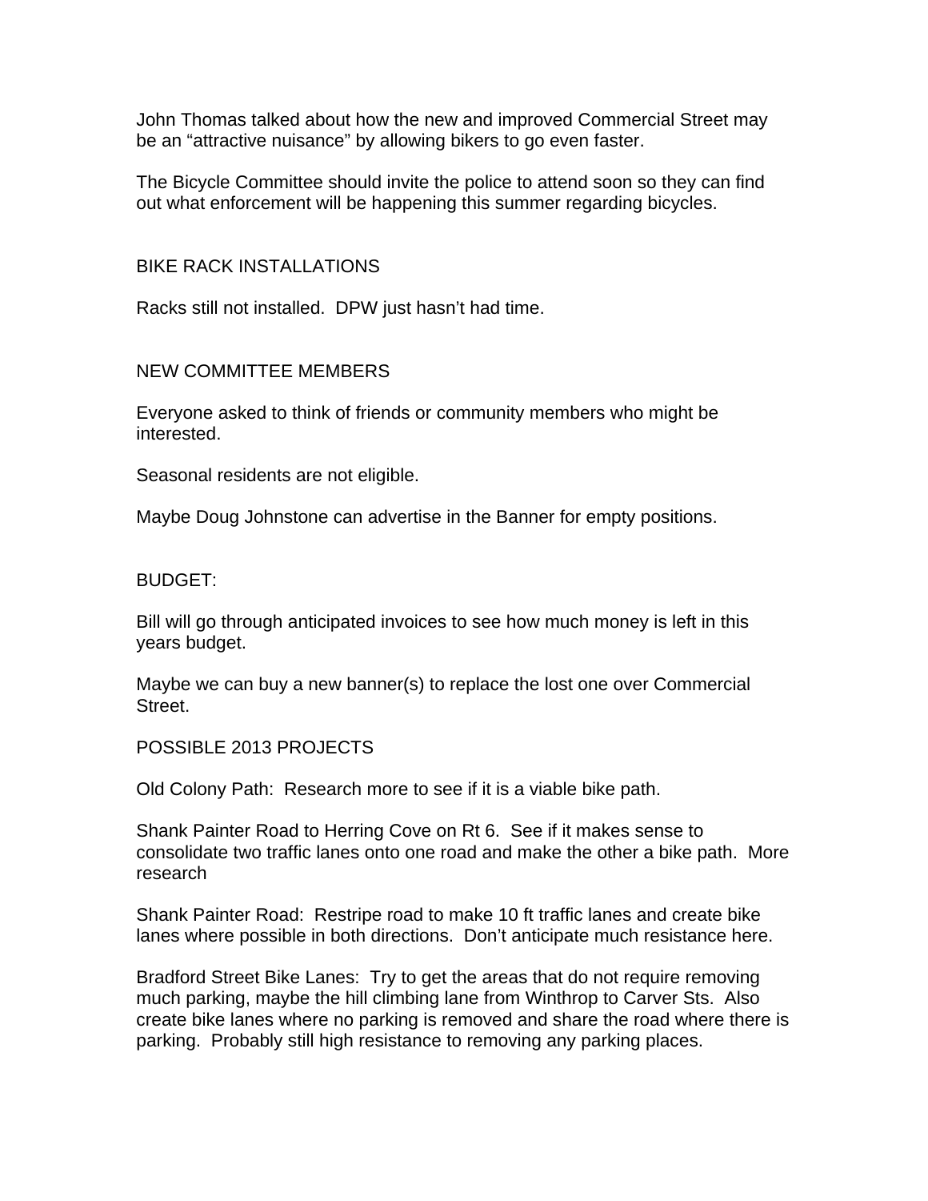John Thomas talked about how the new and improved Commercial Street may be an “attractive nuisance” by allowing bikers to go even faster.

The Bicycle Committee should invite the police to attend soon so they can find out what enforcement will be happening this summer regarding bicycles.

## BIKE RACK INSTALLATIONS

Racks still not installed. DPW just hasn’t had time.

## NEW COMMITTEE MEMBERS

Everyone asked to think of friends or community members who might be interested.

Seasonal residents are not eligible.

Maybe Doug Johnstone can advertise in the Banner for empty positions.

## BUDGET:

Bill will go through anticipated invoices to see how much money is left in this years budget.

Maybe we can buy a new banner(s) to replace the lost one over Commercial Street.

## POSSIBLE 2013 PROJECTS

Old Colony Path: Research more to see if it is a viable bike path.

Shank Painter Road to Herring Cove on Rt 6. See if it makes sense to consolidate two traffic lanes onto one road and make the other a bike path. More research

Shank Painter Road: Restripe road to make 10 ft traffic lanes and create bike lanes where possible in both directions. Don’t anticipate much resistance here.

Bradford Street Bike Lanes: Try to get the areas that do not require removing much parking, maybe the hill climbing lane from Winthrop to Carver Sts. Also create bike lanes where no parking is removed and share the road where there is parking. Probably still high resistance to removing any parking places.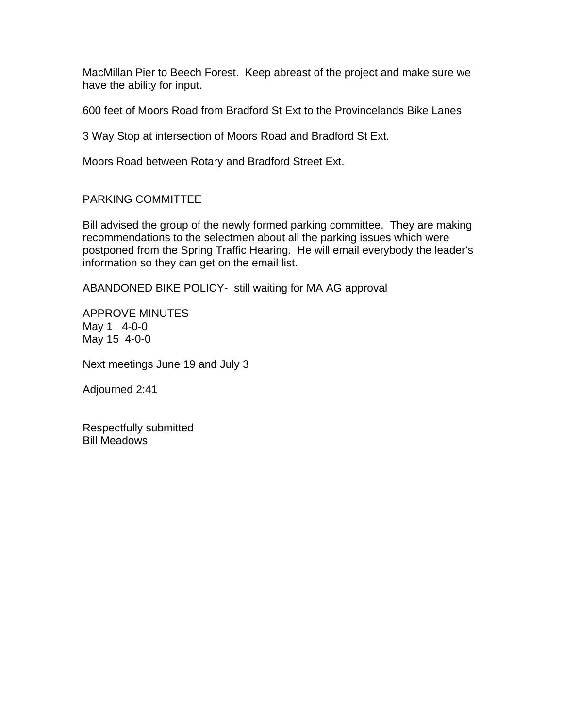MacMillan Pier to Beech Forest.  Keep abreast of the project and make sure we have the ability for input.

600 feet of Moors Road from Bradford St Ext to the Provincelands Bike Lanes

3 Way Stop at intersection of Moors Road and Bradford St Ext.

Moors Road between Rotary and Bradford Street Ext.

PARKING COMMITTEE

Bill advised the group of the newly formed parking committee.  They are making recommendations to the selectmen about all the parking issues which were postponed from the Spring Traffic Hearing.  He will email everybody the leader's information so they can get on the email list.

ABANDONED BIKE POLICY-  still waiting for MA AG approval

APPROVE MINUTES
May 1   4-0-0
May 15  4-0-0

Next meetings June 19 and July 3

Adjourned 2:41

Respectfully submitted
Bill Meadows